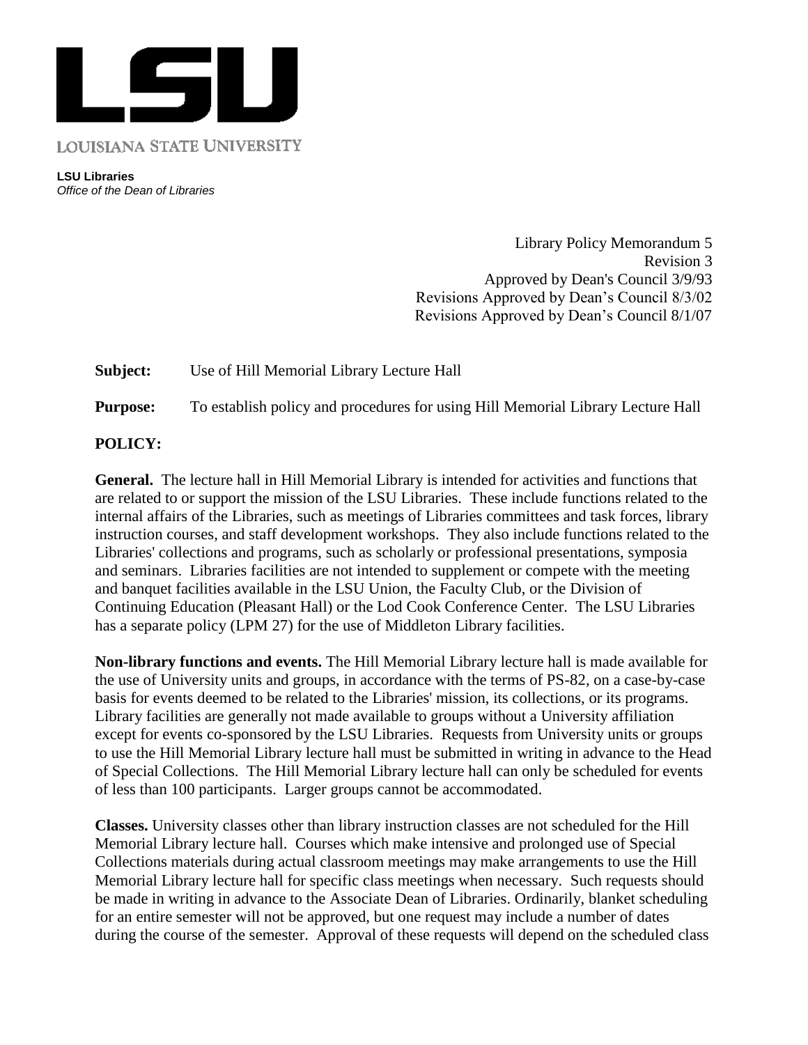LSU

LOUISIANA STATE UNIVERSITY

**LSU Libraries**
*Office of the Dean of Libraries*

Library Policy Memorandum 5
Revision 3
Approved by Dean's Council 3/9/93
Revisions Approved by Dean's Council 8/3/02
Revisions Approved by Dean's Council 8/1/07

**Subject:** Use of Hill Memorial Library Lecture Hall

**Purpose:** To establish policy and procedures for using Hill Memorial Library Lecture Hall

## POLICY:

**General.** The lecture hall in Hill Memorial Library is intended for activities and functions that are related to or support the mission of the LSU Libraries. These include functions related to the internal affairs of the Libraries, such as meetings of Libraries committees and task forces, library instruction courses, and staff development workshops. They also include functions related to the Libraries' collections and programs, such as scholarly or professional presentations, symposia and seminars. Libraries facilities are not intended to supplement or compete with the meeting and banquet facilities available in the LSU Union, the Faculty Club, or the Division of Continuing Education (Pleasant Hall) or the Lod Cook Conference Center. The LSU Libraries has a separate policy (LPM 27) for the use of Middleton Library facilities.

**Non-library functions and events.** The Hill Memorial Library lecture hall is made available for the use of University units and groups, in accordance with the terms of PS-82, on a case-by-case basis for events deemed to be related to the Libraries' mission, its collections, or its programs. Library facilities are generally not made available to groups without a University affiliation except for events co-sponsored by the LSU Libraries. Requests from University units or groups to use the Hill Memorial Library lecture hall must be submitted in writing in advance to the Head of Special Collections. The Hill Memorial Library lecture hall can only be scheduled for events of less than 100 participants. Larger groups cannot be accommodated.

**Classes.** University classes other than library instruction classes are not scheduled for the Hill Memorial Library lecture hall. Courses which make intensive and prolonged use of Special Collections materials during actual classroom meetings may make arrangements to use the Hill Memorial Library lecture hall for specific class meetings when necessary. Such requests should be made in writing in advance to the Associate Dean of Libraries. Ordinarily, blanket scheduling for an entire semester will not be approved, but one request may include a number of dates during the course of the semester. Approval of these requests will depend on the scheduled class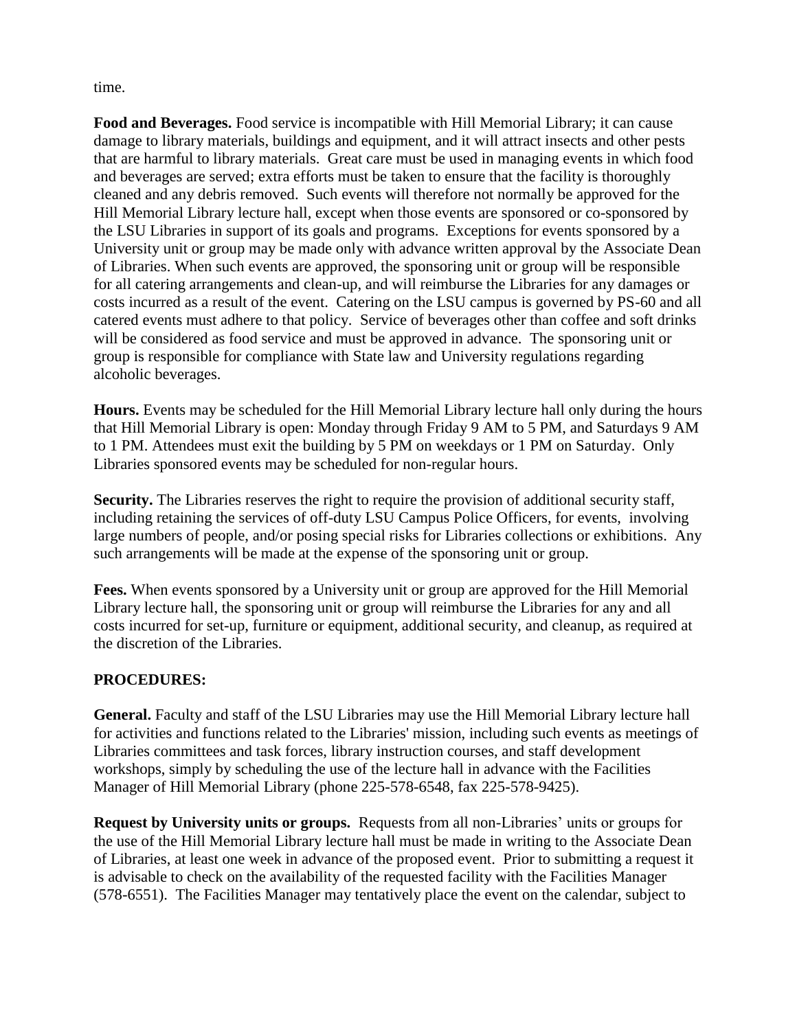time.

**Food and Beverages.** Food service is incompatible with Hill Memorial Library; it can cause damage to library materials, buildings and equipment, and it will attract insects and other pests that are harmful to library materials. Great care must be used in managing events in which food and beverages are served; extra efforts must be taken to ensure that the facility is thoroughly cleaned and any debris removed. Such events will therefore not normally be approved for the Hill Memorial Library lecture hall, except when those events are sponsored or co-sponsored by the LSU Libraries in support of its goals and programs. Exceptions for events sponsored by a University unit or group may be made only with advance written approval by the Associate Dean of Libraries. When such events are approved, the sponsoring unit or group will be responsible for all catering arrangements and clean-up, and will reimburse the Libraries for any damages or costs incurred as a result of the event. Catering on the LSU campus is governed by PS-60 and all catered events must adhere to that policy. Service of beverages other than coffee and soft drinks will be considered as food service and must be approved in advance. The sponsoring unit or group is responsible for compliance with State law and University regulations regarding alcoholic beverages.

**Hours.** Events may be scheduled for the Hill Memorial Library lecture hall only during the hours that Hill Memorial Library is open: Monday through Friday 9 AM to 5 PM, and Saturdays 9 AM to 1 PM. Attendees must exit the building by 5 PM on weekdays or 1 PM on Saturday. Only Libraries sponsored events may be scheduled for non-regular hours.

**Security.** The Libraries reserves the right to require the provision of additional security staff, including retaining the services of off-duty LSU Campus Police Officers, for events, involving large numbers of people, and/or posing special risks for Libraries collections or exhibitions. Any such arrangements will be made at the expense of the sponsoring unit or group.

**Fees.** When events sponsored by a University unit or group are approved for the Hill Memorial Library lecture hall, the sponsoring unit or group will reimburse the Libraries for any and all costs incurred for set-up, furniture or equipment, additional security, and cleanup, as required at the discretion of the Libraries.

**PROCEDURES:**

**General.** Faculty and staff of the LSU Libraries may use the Hill Memorial Library lecture hall for activities and functions related to the Libraries' mission, including such events as meetings of Libraries committees and task forces, library instruction courses, and staff development workshops, simply by scheduling the use of the lecture hall in advance with the Facilities Manager of Hill Memorial Library (phone 225-578-6548, fax 225-578-9425).

**Request by University units or groups.** Requests from all non-Libraries' units or groups for the use of the Hill Memorial Library lecture hall must be made in writing to the Associate Dean of Libraries, at least one week in advance of the proposed event. Prior to submitting a request it is advisable to check on the availability of the requested facility with the Facilities Manager (578-6551). The Facilities Manager may tentatively place the event on the calendar, subject to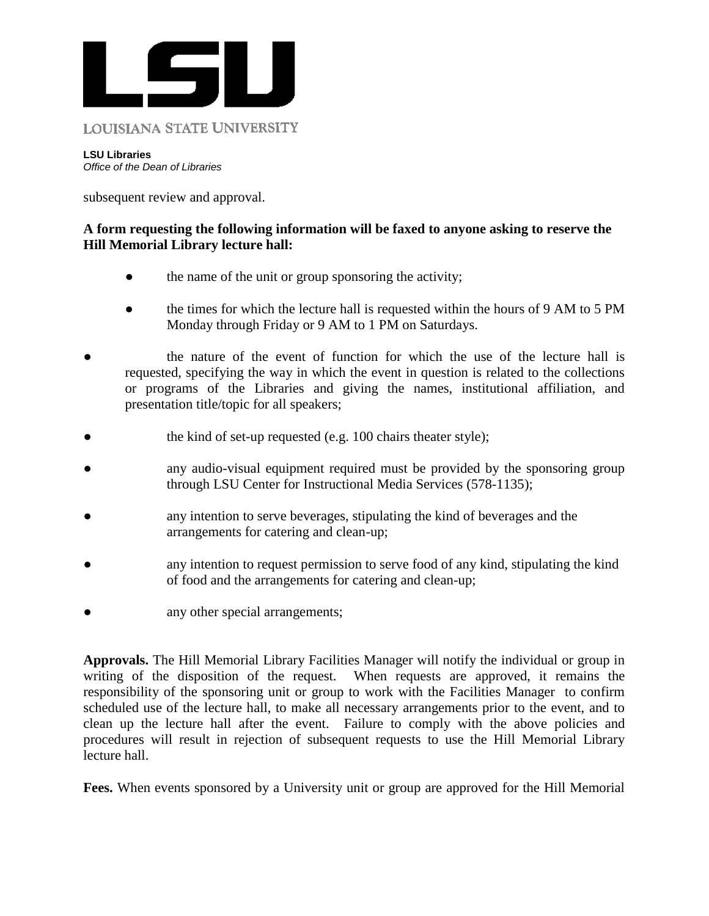subsequent review and approval.

**A form requesting the following information will be faxed to anyone asking to reserve the Hill Memorial Library lecture hall:**

- the name of the unit or group sponsoring the activity;
- the times for which the lecture hall is requested within the hours of 9 AM to 5 PM Monday through Friday or 9 AM to 1 PM on Saturdays.
- the nature of the event of function for which the use of the lecture hall is requested, specifying the way in which the event in question is related to the collections or programs of the Libraries and giving the names, institutional affiliation, and presentation title/topic for all speakers;
- the kind of set-up requested (e.g. 100 chairs theater style);
- any audio-visual equipment required must be provided by the sponsoring group through LSU Center for Instructional Media Services (578-1135);
- any intention to serve beverages, stipulating the kind of beverages and the arrangements for catering and clean-up;
- any intention to request permission to serve food of any kind, stipulating the kind of food and the arrangements for catering and clean-up;
- any other special arrangements;

**Approvals.** The Hill Memorial Library Facilities Manager will notify the individual or group in writing of the disposition of the request. When requests are approved, it remains the responsibility of the sponsoring unit or group to work with the Facilities Manager to confirm scheduled use of the lecture hall, to make all necessary arrangements prior to the event, and to clean up the lecture hall after the event. Failure to comply with the above policies and procedures will result in rejection of subsequent requests to use the Hill Memorial Library lecture hall.

**Fees.** When events sponsored by a University unit or group are approved for the Hill Memorial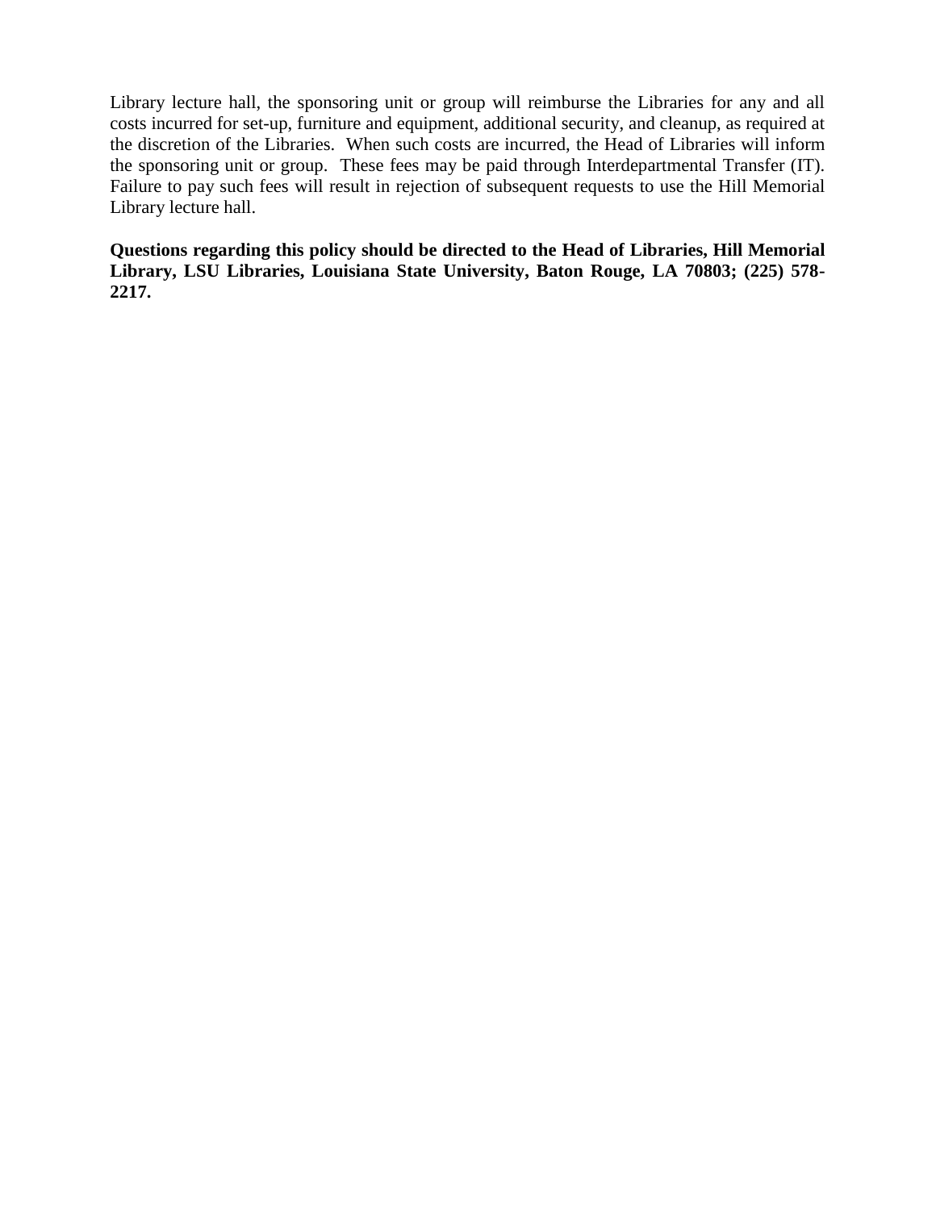Library lecture hall, the sponsoring unit or group will reimburse the Libraries for any and all costs incurred for set-up, furniture and equipment, additional security, and cleanup, as required at the discretion of the Libraries. When such costs are incurred, the Head of Libraries will inform the sponsoring unit or group. These fees may be paid through Interdepartmental Transfer (IT). Failure to pay such fees will result in rejection of subsequent requests to use the Hill Memorial Library lecture hall.

**Questions regarding this policy should be directed to the Head of Libraries, Hill Memorial Library, LSU Libraries, Louisiana State University, Baton Rouge, LA 70803; (225) 578-2217.**